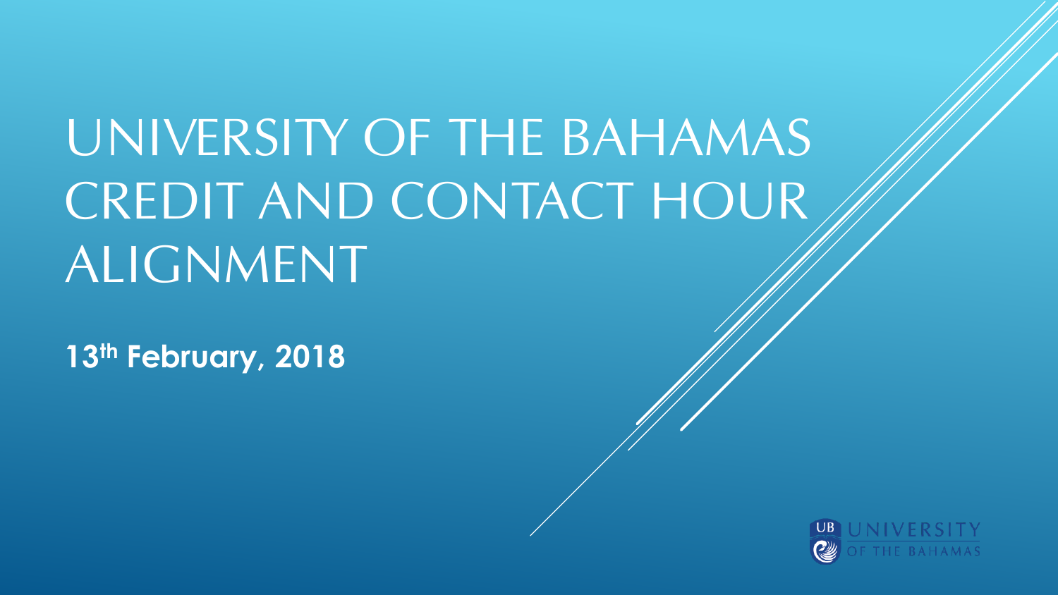# UNIVERSITY OF THE BAHAMAS CREDIT AND CONTACT HOUR ALIGNMENT

**13th February, 2018**

UB UNIVERSITY OF THE BAHAMAS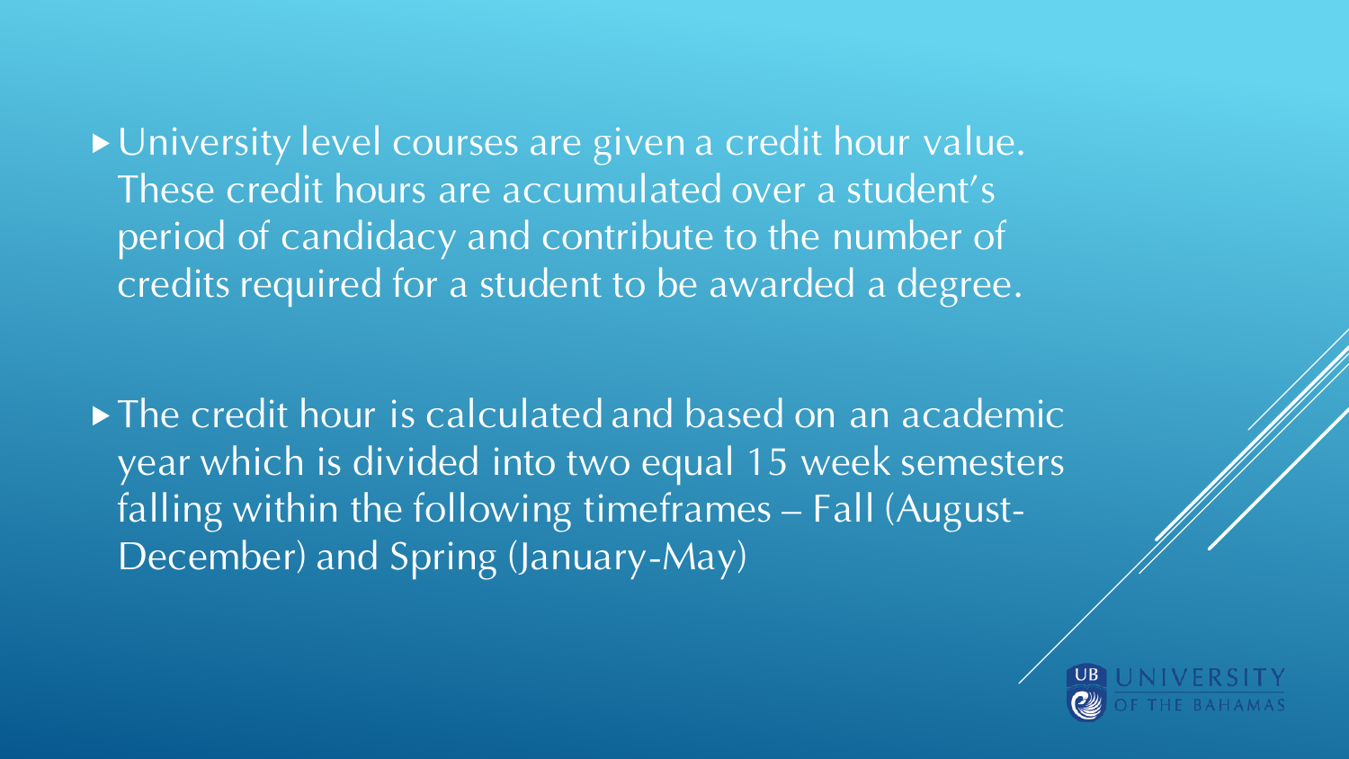- University level courses are given a credit hour value. These credit hours are accumulated over a student's period of candidacy and contribute to the number of credits required for a student to be awarded a degree.

- The credit hour is calculated and based on an academic year which is divided into two equal 15 week semesters falling within the following timeframes – Fall (August-December) and Spring (January-May)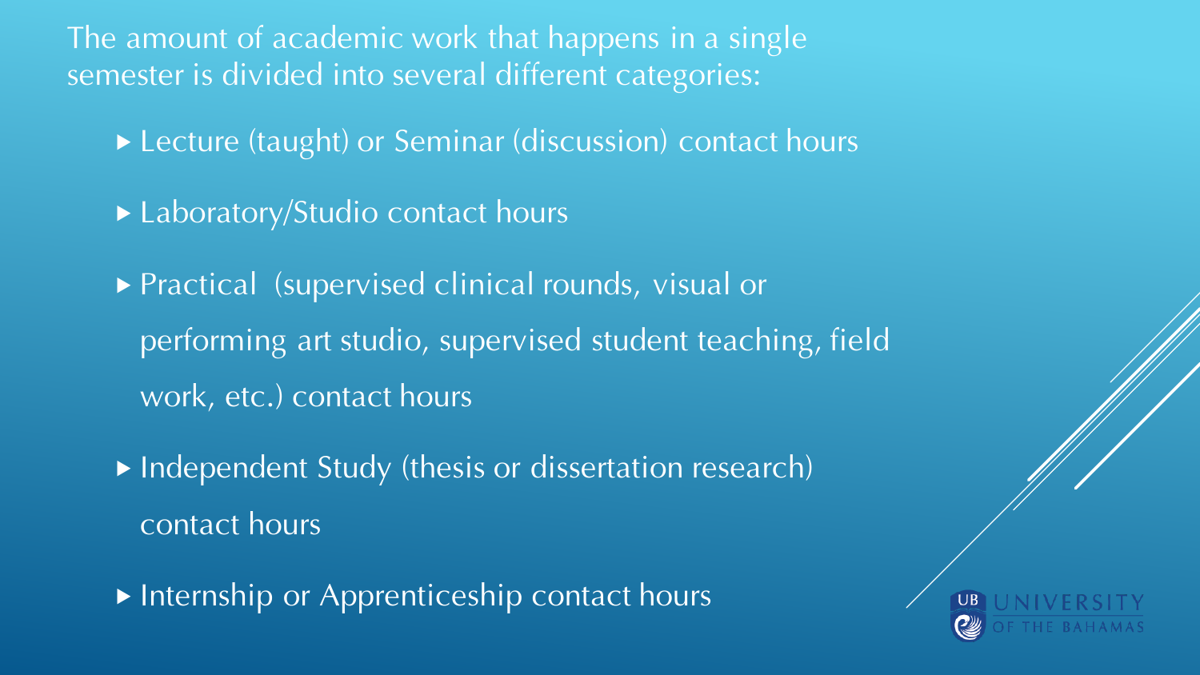The amount of academic work that happens in a single semester is divided into several different categories:

- Lecture (taught) or Seminar (discussion) contact hours
- Laboratory/Studio contact hours
- Practical (supervised clinical rounds, visual or performing art studio, supervised student teaching, field work, etc.) contact hours
- Independent Study (thesis or dissertation research) contact hours
- Internship or Apprenticeship contact hours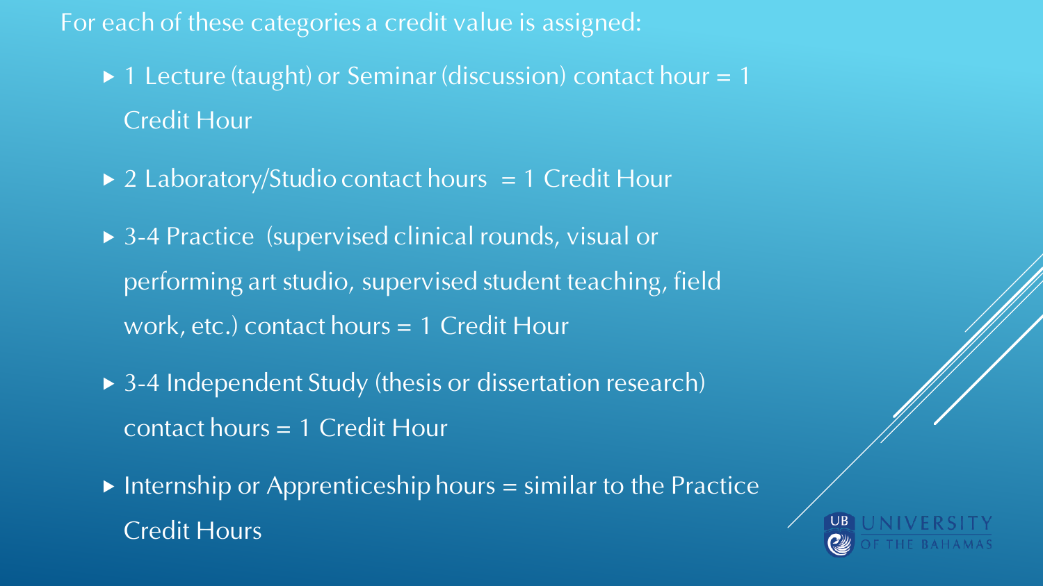For each of these categories a credit value is assigned:

- 1 Lecture (taught) or Seminar (discussion) contact hour = 1 Credit Hour
- 2 Laboratory/Studio contact hours = 1 Credit Hour
- 3-4 Practice (supervised clinical rounds, visual or performing art studio, supervised student teaching, field work, etc.) contact hours = 1 Credit Hour
- 3-4 Independent Study (thesis or dissertation research) contact hours = 1 Credit Hour
- Internship or Apprenticeship hours = similar to the Practice Credit Hours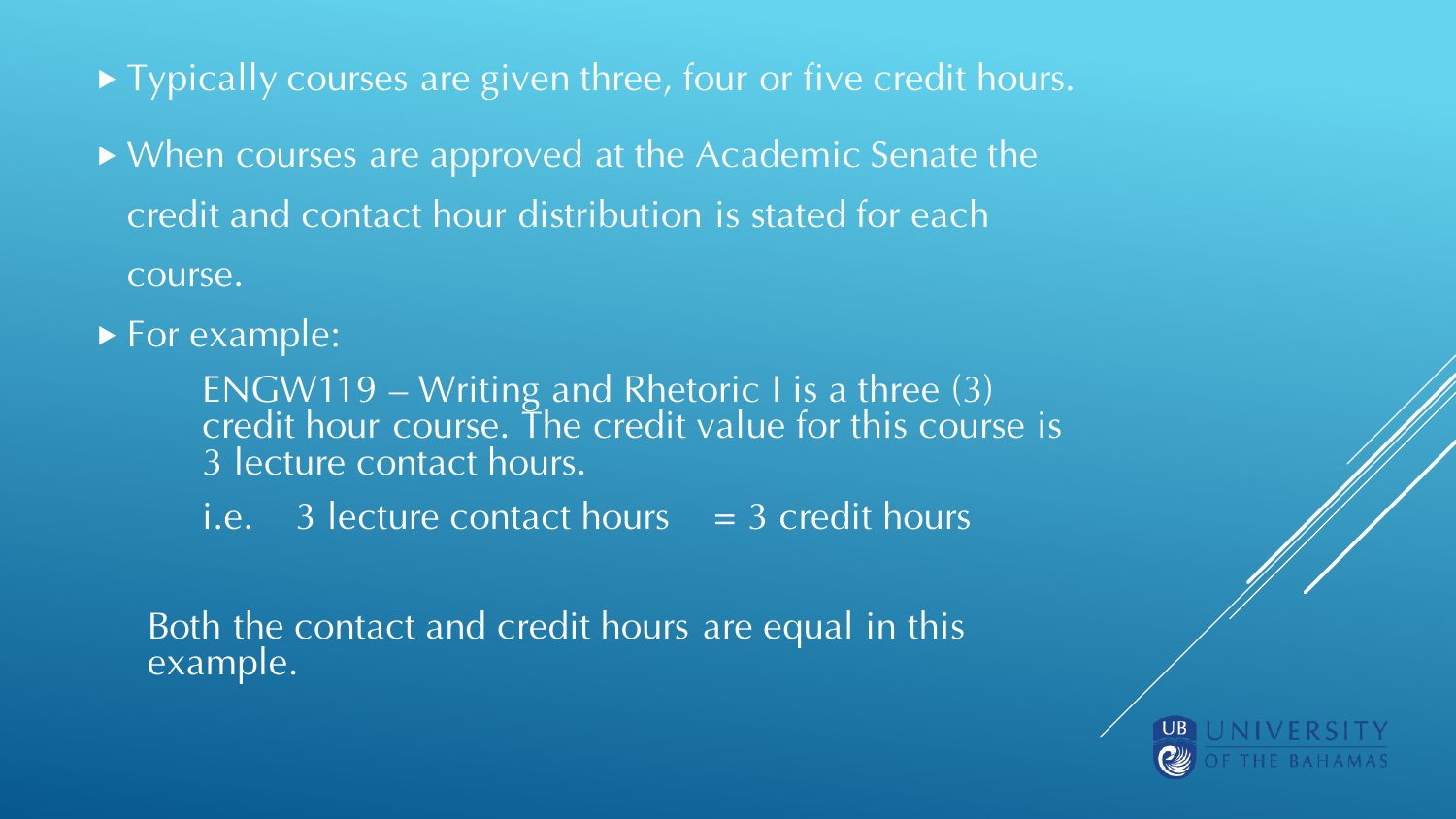- Typically courses are given three, four or five credit hours.
- When courses are approved at the Academic Senate the credit and contact hour distribution is stated for each course.
- For example:

  ENGW119 – Writing and Rhetoric I is a three (3) credit hour course. The credit value for this course is 3 lecture contact hours.

  i.e. 3 lecture contact hours = 3 credit hours

Both the contact and credit hours are equal in this example.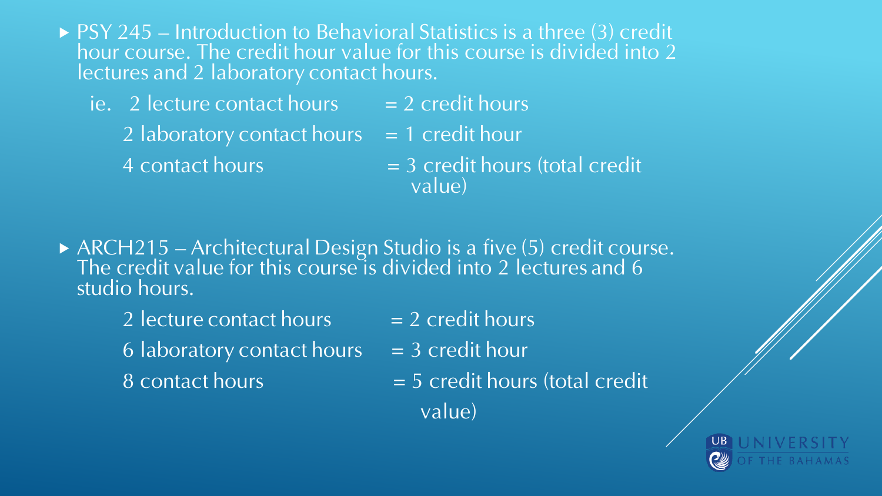- PSY 245 – Introduction to Behavioral Statistics is a three (3) credit hour course. The credit hour value for this course is divided into 2 lectures and 2 laboratory contact hours.

  ie. 2 lecture contact hours = 2 credit hours

  2 laboratory contact hours = 1 credit hour

  4 contact hours = 3 credit hours (total credit value)

- ARCH215 – Architectural Design Studio is a five (5) credit course. The credit value for this course is divided into 2 lectures and 6 studio hours.

  2 lecture contact hours = 2 credit hours

  6 laboratory contact hours = 3 credit hour

  8 contact hours = 5 credit hours (total credit value)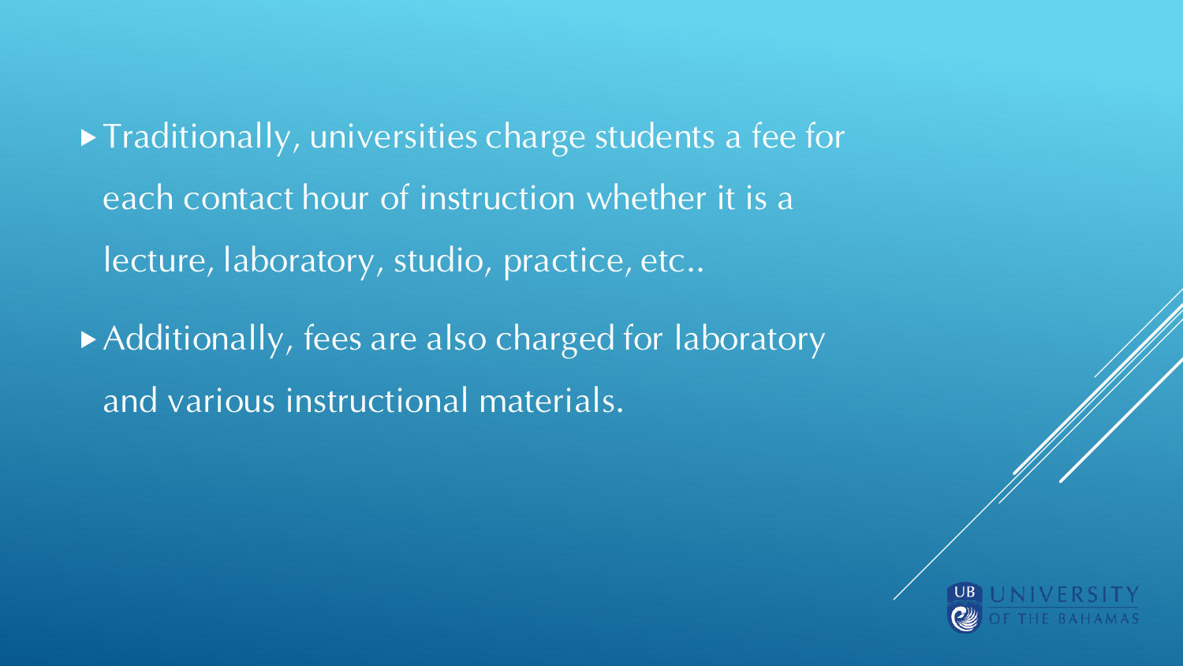- Traditionally, universities charge students a fee for each contact hour of instruction whether it is a lecture, laboratory, studio, practice, etc..
- Additionally, fees are also charged for laboratory and various instructional materials.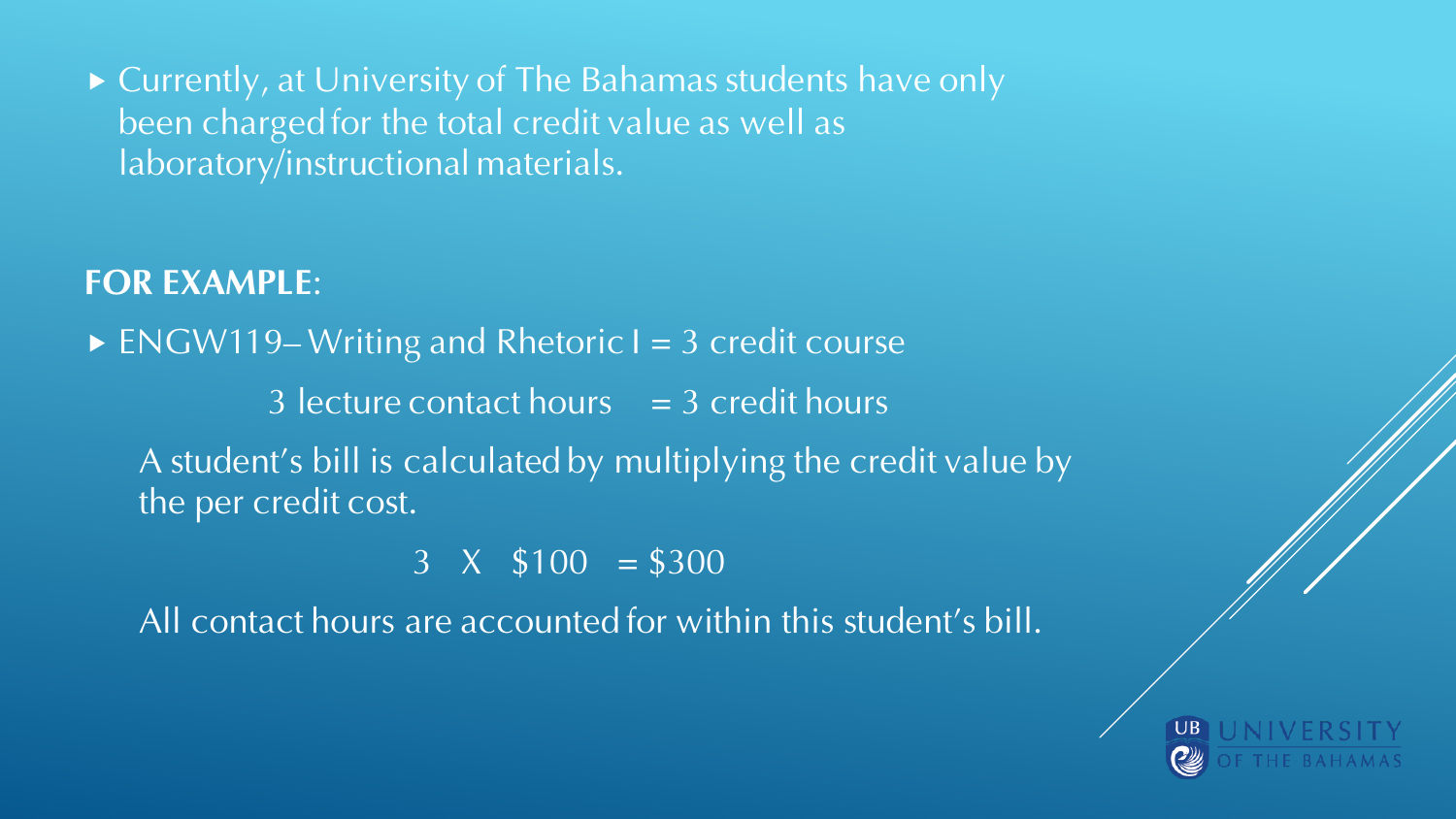- Currently, at University of The Bahamas students have only been charged for the total credit value as well as laboratory/instructional materials.

**FOR EXAMPLE**:

- ENGW119– Writing and Rhetoric I = 3 credit course

  3 lecture contact hours = 3 credit hours

  A student's bill is calculated by multiplying the credit value by the per credit cost.

  3 X $100 = $300

  All contact hours are accounted for within this student's bill.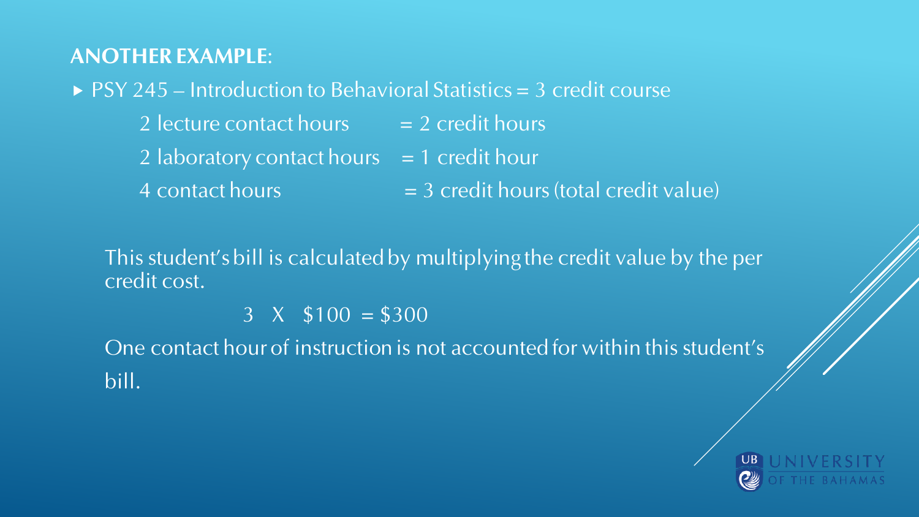## ANOTHER EXAMPLE:

- PSY 245 – Introduction to Behavioral Statistics = 3 credit course

| | |
|---|---|
| 2 lecture contact hours | = 2 credit hours |
| 2 laboratory contact hours | = 1 credit hour |
| 4 contact hours | = 3 credit hours (total credit value) |

This student's bill is calculated by multiplying the credit value by the per credit cost.

3 X $100 = $300

One contact hour of instruction is not accounted for within this student's bill.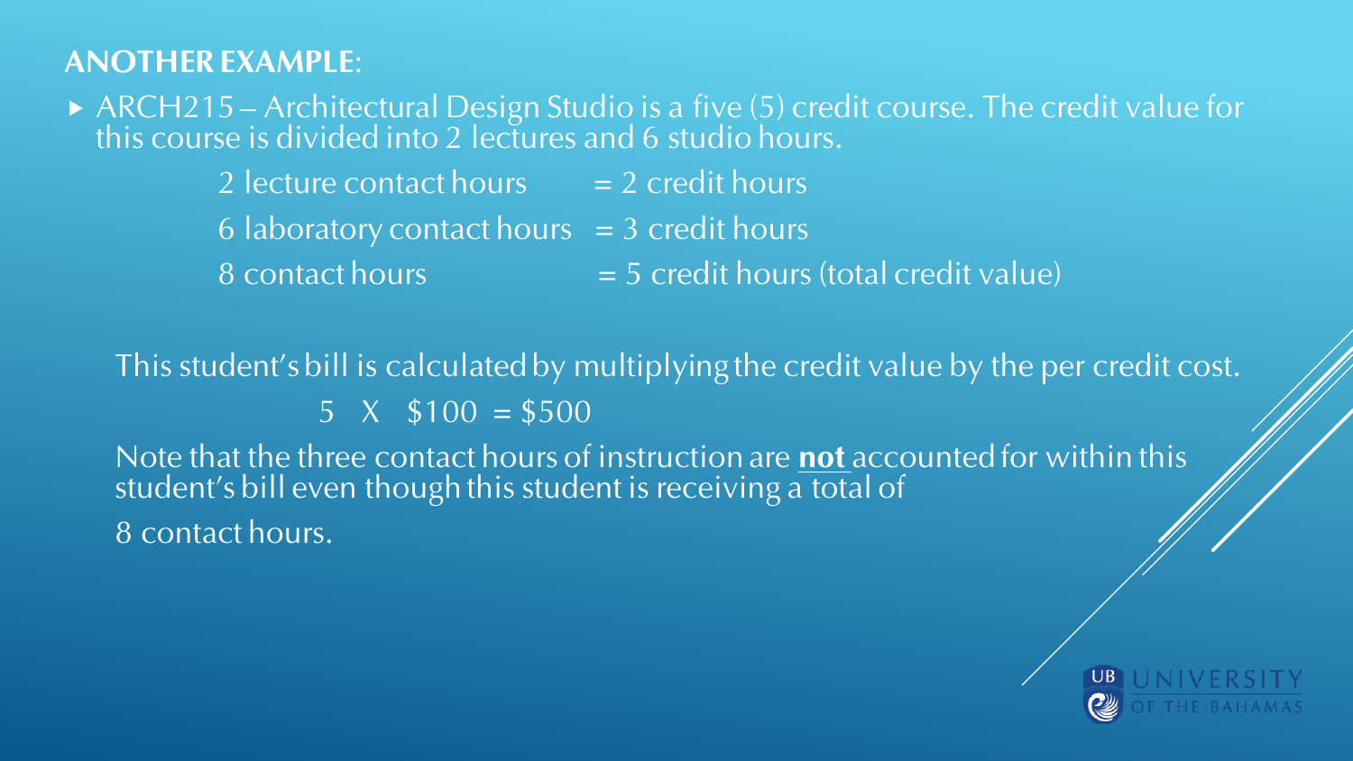## ANOTHER EXAMPLE:

- ARCH215 – Architectural Design Studio is a five (5) credit course. The credit value for this course is divided into 2 lectures and 6 studio hours.

| | |
|---|---|
| 2 lecture contact hours | = 2 credit hours |
| 6 laboratory contact hours | = 3 credit hours |
| 8 contact hours | = 5 credit hours (total credit value) |

This student's bill is calculated by multiplying the credit value by the per credit cost.

5 X $100 = $500

Note that the three contact hours of instruction are **not** accounted for within this student's bill even though this student is receiving a total of

8 contact hours.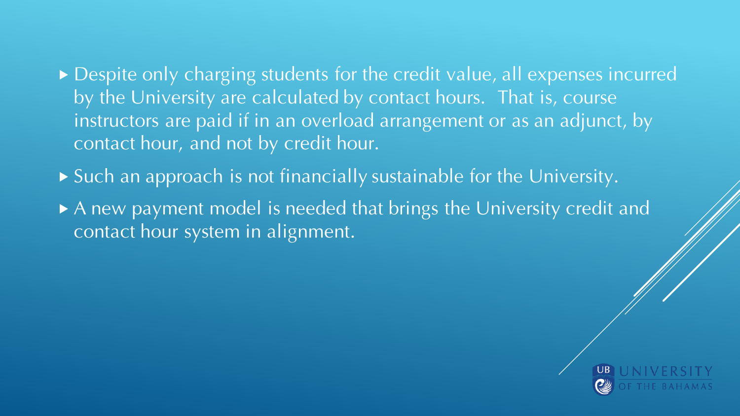- Despite only charging students for the credit value, all expenses incurred by the University are calculated by contact hours. That is, course instructors are paid if in an overload arrangement or as an adjunct, by contact hour, and not by credit hour.
- Such an approach is not financially sustainable for the University.
- A new payment model is needed that brings the University credit and contact hour system in alignment.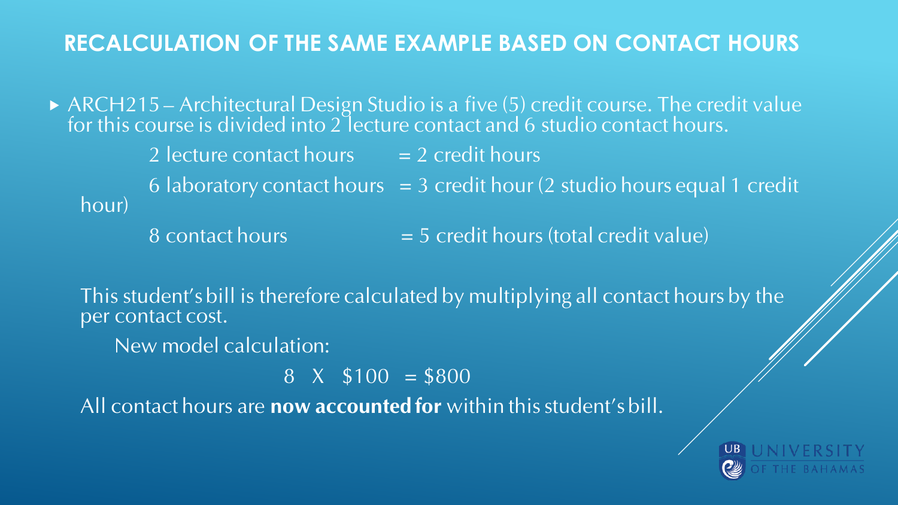## RECALCULATION OF THE SAME EXAMPLE BASED ON CONTACT HOURS

- ARCH215 – Architectural Design Studio is a five (5) credit course. The credit value for this course is divided into 2 lecture contact and 6 studio contact hours.

  2 lecture contact hours = 2 credit hours

  6 laboratory contact hours = 3 credit hour (2 studio hours equal 1 credit hour)

  8 contact hours = 5 credit hours (total credit value)

  This student's bill is therefore calculated by multiplying all contact hours by the per contact cost.

  New model calculation:

  8 X $100 = $800

  All contact hours are **now accounted for** within this student's bill.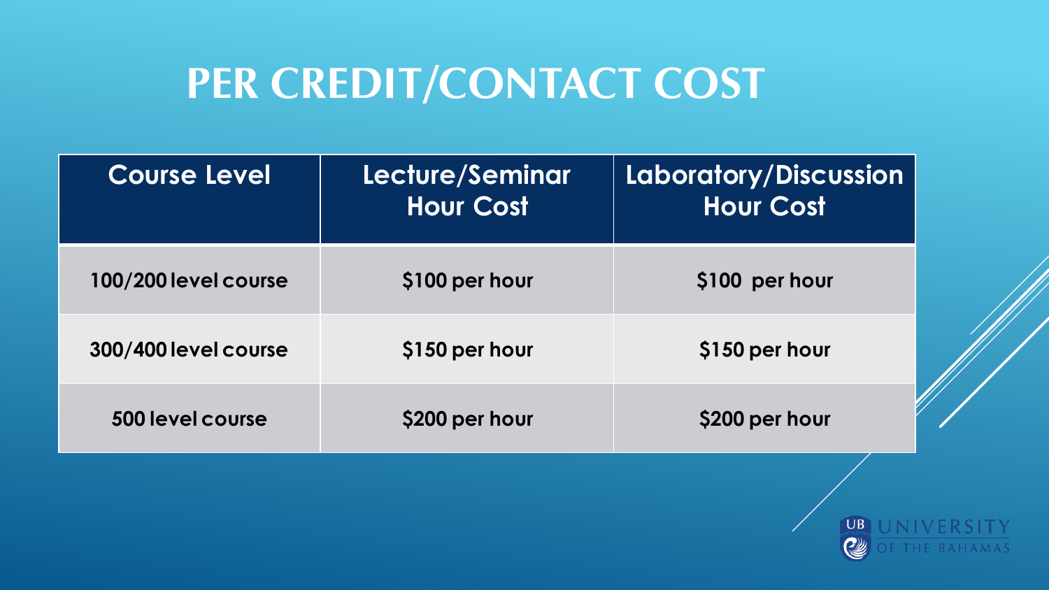# PER CREDIT/CONTACT COST

| Course Level | Lecture/Seminar Hour Cost | Laboratory/Discussion Hour Cost |
| --- | --- | --- |
| 100/200 level course | $100 per hour | $100 per hour |
| 300/400 level course | $150 per hour | $150 per hour |
| 500 level course | $200 per hour | $200 per hour |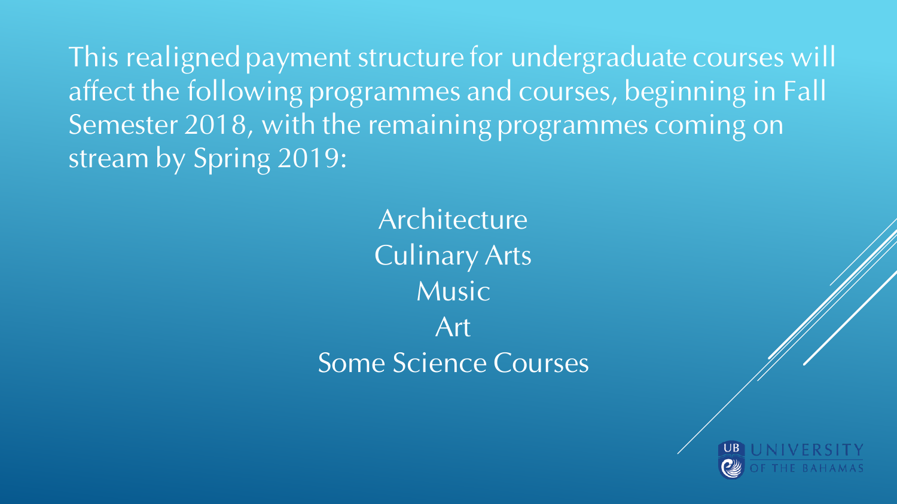This realigned payment structure for undergraduate courses will affect the following programmes and courses, beginning in Fall Semester 2018, with the remaining programmes coming on stream by Spring 2019:

Architecture
Culinary Arts
Music
Art
Some Science Courses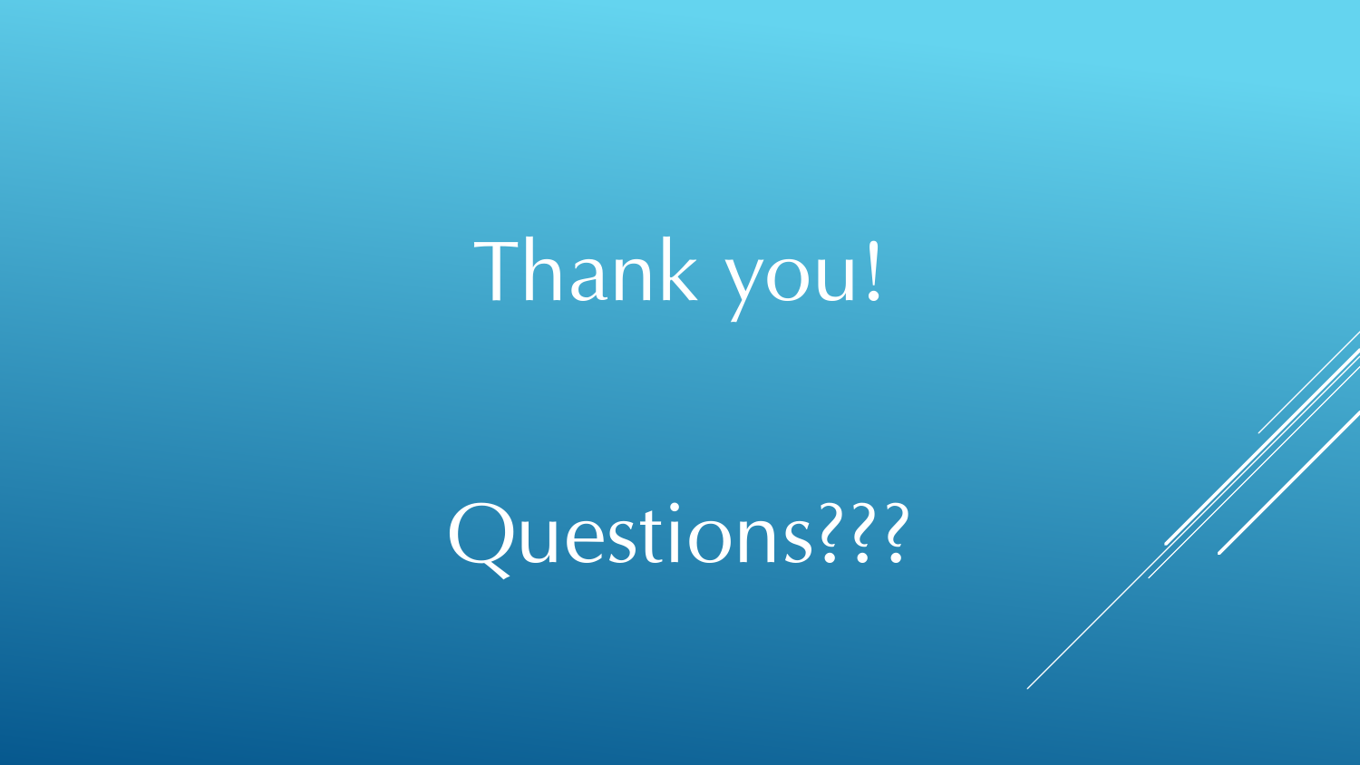Thank you!

Questions???